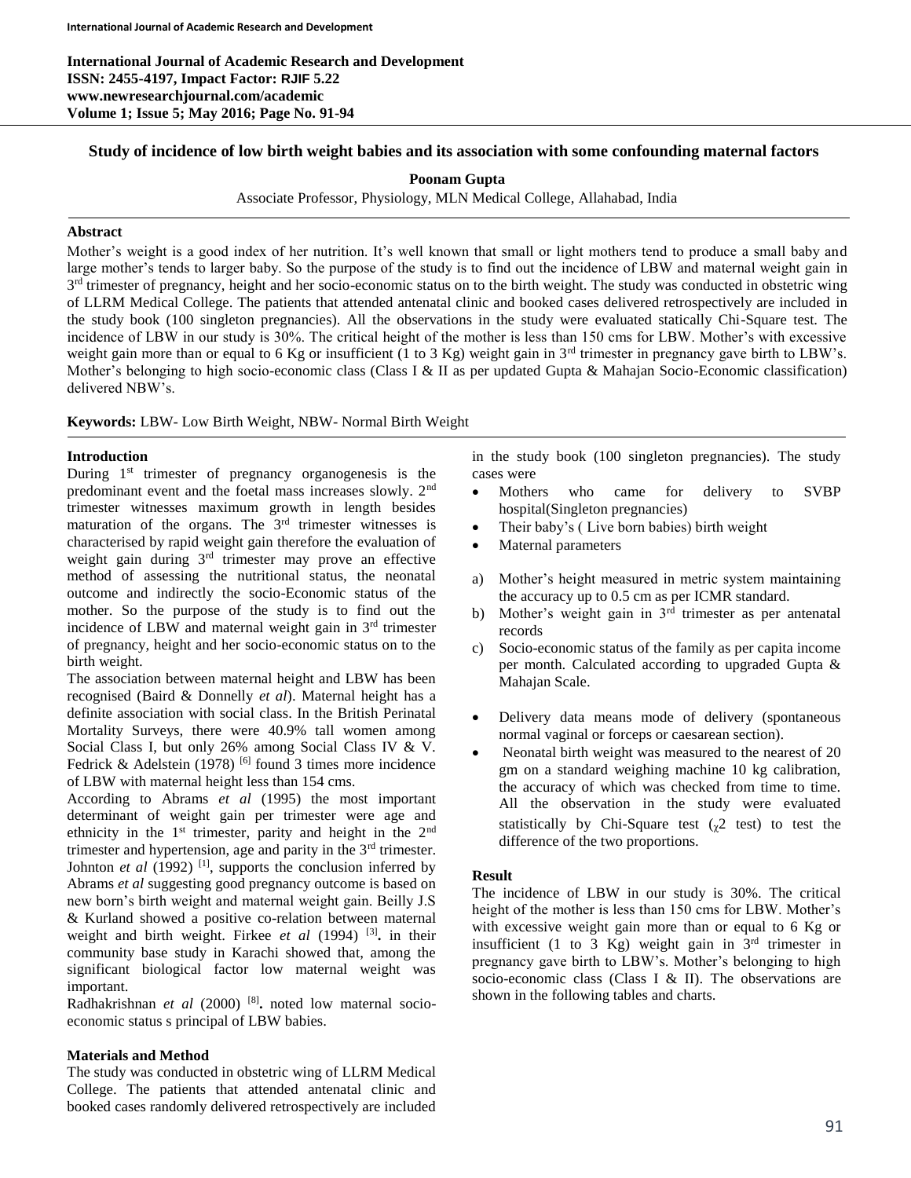# Study of incidence of low birth weight babies and its association with some confounding maternal factors

**Poonam Gupta**

Associate Professor, Physiology, MLN Medical College, Allahabad, India

## Abstract

Mother's weight is a good index of her nutrition. It's well known that small or light mothers tend to produce a small baby and large mother's tends to larger baby. So the purpose of the study is to find out the incidence of LBW and maternal weight gain in 3rd trimester of pregnancy, height and her socio-economic status on to the birth weight. The study was conducted in obstetric wing of LLRM Medical College. The patients that attended antenatal clinic and booked cases delivered retrospectively are included in the study book (100 singleton pregnancies). All the observations in the study were evaluated statically Chi-Square test. The incidence of LBW in our study is 30%. The critical height of the mother is less than 150 cms for LBW. Mother's with excessive weight gain more than or equal to 6 Kg or insufficient (1 to 3 Kg) weight gain in 3rd trimester in pregnancy gave birth to LBW's. Mother's belonging to high socio-economic class (Class I & II as per updated Gupta & Mahajan Socio-Economic classification) delivered NBW's.

**Keywords:** LBW- Low Birth Weight, NBW- Normal Birth Weight

## Introduction

During 1st trimester of pregnancy organogenesis is the predominant event and the foetal mass increases slowly. 2nd trimester witnesses maximum growth in length besides maturation of the organs. The 3rd trimester witnesses is characterised by rapid weight gain therefore the evaluation of weight gain during 3rd trimester may prove an effective method of assessing the nutritional status, the neonatal outcome and indirectly the socio-Economic status of the mother. So the purpose of the study is to find out the incidence of LBW and maternal weight gain in 3rd trimester of pregnancy, height and her socio-economic status on to the birth weight.

The association between maternal height and LBW has been recognised (Baird & Donnelly *et al*). Maternal height has a definite association with social class. In the British Perinatal Mortality Surveys, there were 40.9% tall women among Social Class I, but only 26% among Social Class IV & V. Fedrick & Adelstein (1978) [6] found 3 times more incidence of LBW with maternal height less than 154 cms.

According to Abrams *et al* (1995) the most important determinant of weight gain per trimester were age and ethnicity in the 1st trimester, parity and height in the 2nd trimester and hypertension, age and parity in the 3rd trimester. Johnton *et al* (1992) [1], supports the conclusion inferred by Abrams *et al* suggesting good pregnancy outcome is based on new born's birth weight and maternal weight gain. Beilly J.S & Kurland showed a positive co-relation between maternal weight and birth weight. Firkee *et al* (1994) [3]**.** in their community base study in Karachi showed that, among the significant biological factor low maternal weight was important.

Radhakrishnan *et al* (2000) [8]**.** noted low maternal socio-economic status s principal of LBW babies.

## Materials and Method

The study was conducted in obstetric wing of LLRM Medical College. The patients that attended antenatal clinic and booked cases randomly delivered retrospectively are included in the study book (100 singleton pregnancies). The study cases were

- Mothers who came for delivery to SVBP hospital(Singleton pregnancies)
- Their baby's ( Live born babies) birth weight
- Maternal parameters

a) Mother's height measured in metric system maintaining the accuracy up to 0.5 cm as per ICMR standard.

b) Mother's weight gain in 3rd trimester as per antenatal records

c) Socio-economic status of the family as per capita income per month. Calculated according to upgraded Gupta & Mahajan Scale.

- Delivery data means mode of delivery (spontaneous normal vaginal or forceps or caesarean section).
- Neonatal birth weight was measured to the nearest of 20 gm on a standard weighing machine 10 kg calibration, the accuracy of which was checked from time to time. All the observation in the study were evaluated statistically by Chi-Square test ($\chi 2$ test) to test the difference of the two proportions.

## Result

The incidence of LBW in our study is 30%. The critical height of the mother is less than 150 cms for LBW. Mother's with excessive weight gain more than or equal to 6 Kg or insufficient (1 to 3 Kg) weight gain in 3rd trimester in pregnancy gave birth to LBW's. Mother's belonging to high socio-economic class (Class I & II). The observations are shown in the following tables and charts.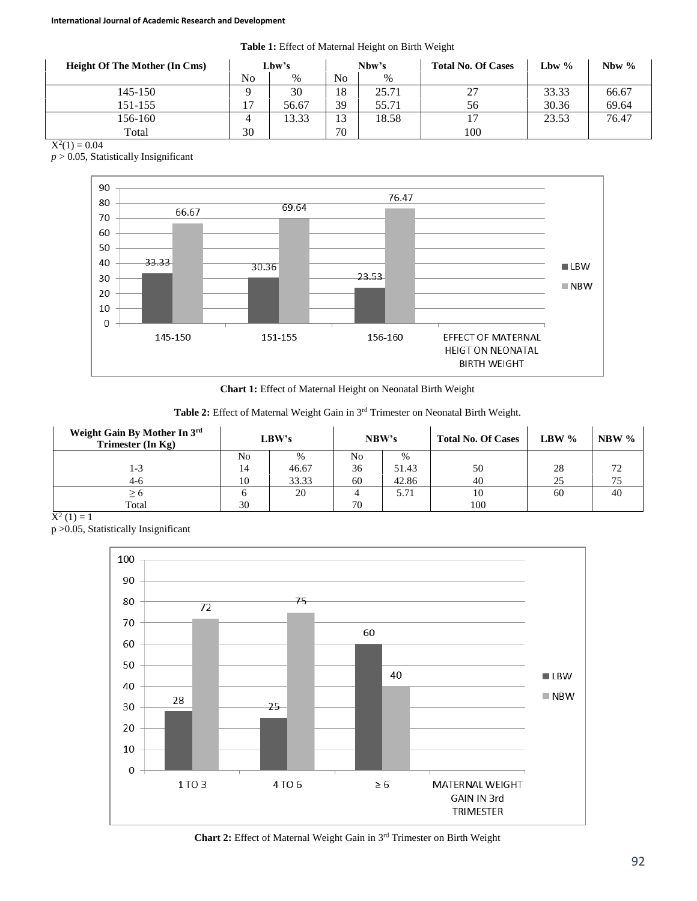**Table 1:** Effect of Maternal Height on Birth Weight

| Height Of The Mother (In Cms) | Lbw's | | Nbw's | | Total No. Of Cases | Lbw % | Nbw % |
|---|---|---|---|---|---|---|---|
| | No | % | No | % | | | |
| 145-150 | 9 | 30 | 18 | 25.71 | 27 | 33.33 | 66.67 |
| 151-155 | 17 | 56.67 | 39 | 55.71 | 56 | 30.36 | 69.64 |
| 156-160 | 4 | 13.33 | 13 | 18.58 | 17 | 23.53 | 76.47 |
| Total | 30 | | 70 | | 100 | | |

$X^2(1) = 0.04$

$p > 0.05$, Statistically Insignificant

**Chart 1:** Effect of Maternal Height on Neonatal Birth Weight

**Table 2:** Effect of Maternal Weight Gain in 3rd Trimester on Neonatal Birth Weight.

| Weight Gain By Mother In 3rd Trimester (In Kg) | LBW's | | NBW's | | Total No. Of Cases | LBW % | NBW % |
|---|---|---|---|---|---|---|---|
| | No | % | No | % | | | |
| 1-3 | 14 | 46.67 | 36 | 51.43 | 50 | 28 | 72 |
| 4-6 | 10 | 33.33 | 60 | 42.86 | 40 | 25 | 75 |
| ≥ 6 | 6 | 20 | 4 | 5.71 | 10 | 60 | 40 |
| Total | 30 | | 70 | | 100 | | |

$X^2 (1) = 1$

$p > 0.05$, Statistically Insignificant

**Chart 2:** Effect of Maternal Weight Gain in 3rd Trimester on Birth Weight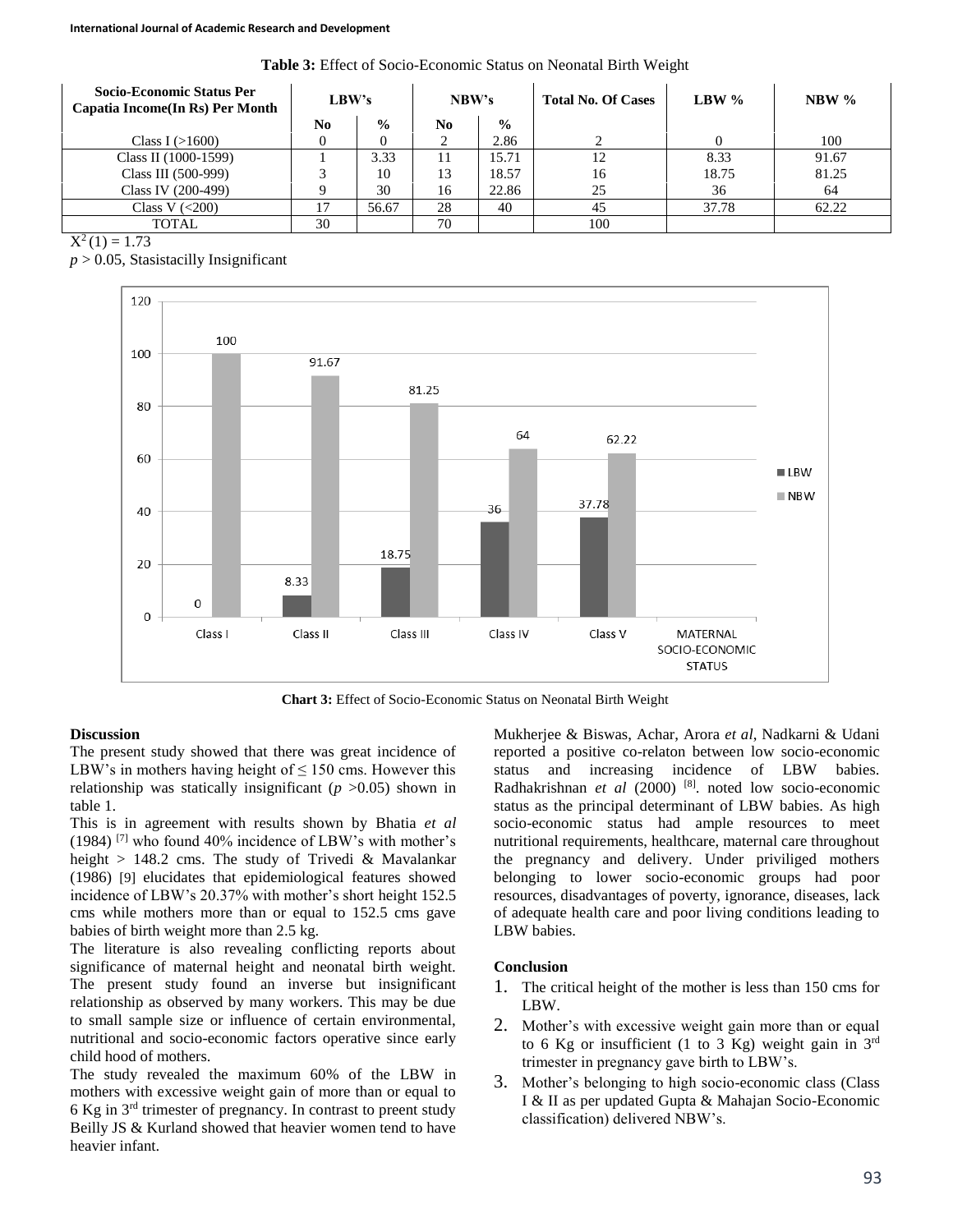**Table 3:** Effect of Socio-Economic Status on Neonatal Birth Weight

| Socio-Economic Status Per Capatia Income(In Rs) Per Month | LBW's | | NBW's | | Total No. Of Cases | LBW % | NBW % |
|---|---|---|---|---|---|---|---|
| | No | % | No | % | | | |
| Class I (>1600) | 0 | 0 | 2 | 2.86 | 2 | 0 | 100 |
| Class II (1000-1599) | 1 | 3.33 | 11 | 15.71 | 12 | 8.33 | 91.67 |
| Class III (500-999) | 3 | 10 | 13 | 18.57 | 16 | 18.75 | 81.25 |
| Class IV (200-499) | 9 | 30 | 16 | 22.86 | 25 | 36 | 64 |
| Class V (<200) | 17 | 56.67 | 28 | 40 | 45 | 37.78 | 62.22 |
| TOTAL | 30 | | 70 | | 100 | | |

$X^2(1) = 1.73$

$p > 0.05$, Stasistacilly Insignificant

**Chart 3:** Effect of Socio-Economic Status on Neonatal Birth Weight

## Discussion

The present study showed that there was great incidence of LBW's in mothers having height of ≤ 150 cms. However this relationship was statically insignificant ($p$ >0.05) shown in table 1.

This is in agreement with results shown by Bhatia *et al* (1984) [7] who found 40% incidence of LBW's with mother's height > 148.2 cms. The study of Trivedi & Mavalankar (1986) [9] elucidates that epidemiological features showed incidence of LBW's 20.37% with mother's short height 152.5 cms while mothers more than or equal to 152.5 cms gave babies of birth weight more than 2.5 kg.

The literature is also revealing conflicting reports about significance of maternal height and neonatal birth weight. The present study found an inverse but insignificant relationship as observed by many workers. This may be due to small sample size or influence of certain environmental, nutritional and socio-economic factors operative since early child hood of mothers.

The study revealed the maximum 60% of the LBW in mothers with excessive weight gain of more than or equal to 6 Kg in 3rd trimester of pregnancy. In contrast to preent study Beilly JS & Kurland showed that heavier women tend to have heavier infant.

Mukherjee & Biswas, Achar, Arora *et al*, Nadkarni & Udani reported a positive co-relaton between low socio-economic status and increasing incidence of LBW babies. Radhakrishnan *et al* (2000) [8]. noted low socio-economic status as the principal determinant of LBW babies. As high socio-economic status had ample resources to meet nutritional requirements, healthcare, maternal care throughout the pregnancy and delivery. Under priviliged mothers belonging to lower socio-economic groups had poor resources, disadvantages of poverty, ignorance, diseases, lack of adequate health care and poor living conditions leading to LBW babies.

## Conclusion

1. The critical height of the mother is less than 150 cms for LBW.
2. Mother's with excessive weight gain more than or equal to 6 Kg or insufficient (1 to 3 Kg) weight gain in 3rd trimester in pregnancy gave birth to LBW's.
3. Mother's belonging to high socio-economic class (Class I & II as per updated Gupta & Mahajan Socio-Economic classification) delivered NBW's.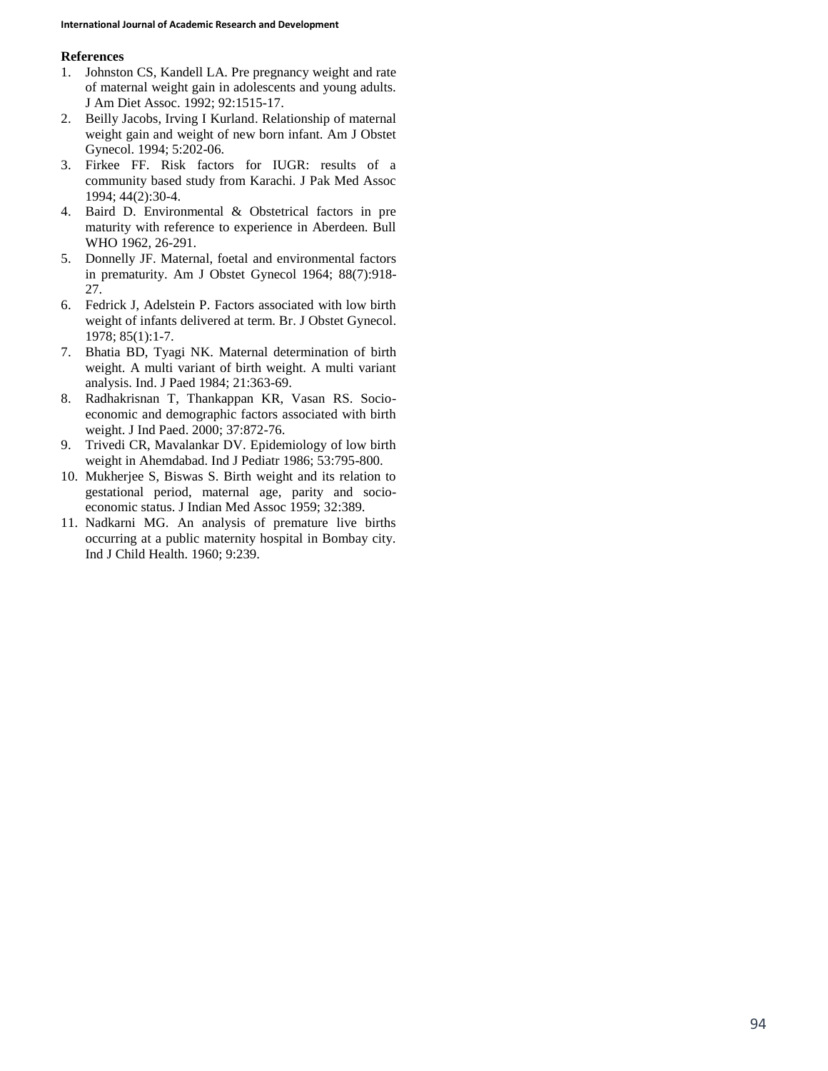## References

1. Johnston CS, Kandell LA. Pre pregnancy weight and rate of maternal weight gain in adolescents and young adults. J Am Diet Assoc. 1992; 92:1515-17.
2. Beilly Jacobs, Irving I Kurland. Relationship of maternal weight gain and weight of new born infant. Am J Obstet Gynecol. 1994; 5:202-06.
3. Firkee FF. Risk factors for IUGR: results of a community based study from Karachi. J Pak Med Assoc 1994; 44(2):30-4.
4. Baird D. Environmental & Obstetrical factors in pre maturity with reference to experience in Aberdeen. Bull WHO 1962, 26-291.
5. Donnelly JF. Maternal, foetal and environmental factors in prematurity. Am J Obstet Gynecol 1964; 88(7):918-27.
6. Fedrick J, Adelstein P. Factors associated with low birth weight of infants delivered at term. Br. J Obstet Gynecol. 1978; 85(1):1-7.
7. Bhatia BD, Tyagi NK. Maternal determination of birth weight. A multi variant of birth weight. A multi variant analysis. Ind. J Paed 1984; 21:363-69.
8. Radhakrisnan T, Thankappan KR, Vasan RS. Socio-economic and demographic factors associated with birth weight. J Ind Paed. 2000; 37:872-76.
9. Trivedi CR, Mavalankar DV. Epidemiology of low birth weight in Ahemdabad. Ind J Pediatr 1986; 53:795-800.
10. Mukherjee S, Biswas S. Birth weight and its relation to gestational period, maternal age, parity and socio-economic status. J Indian Med Assoc 1959; 32:389.
11. Nadkarni MG. An analysis of premature live births occurring at a public maternity hospital in Bombay city. Ind J Child Health. 1960; 9:239.